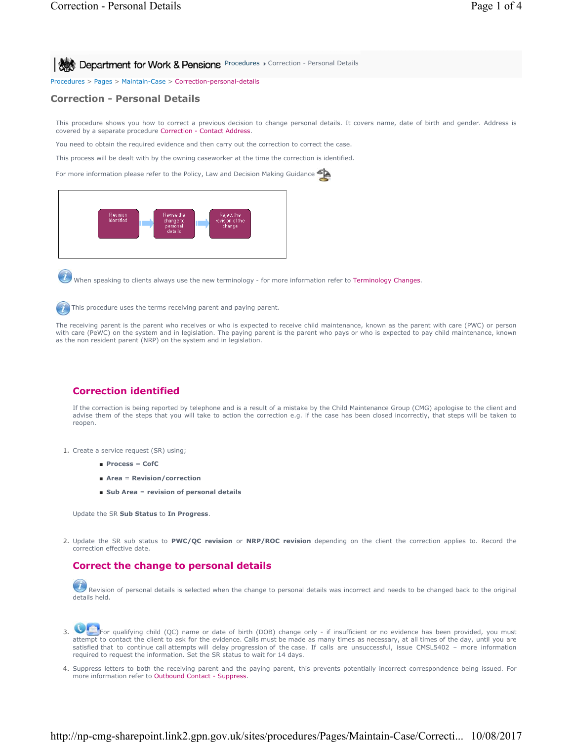Procedures > Pages > Maintain-Case > Correction-personal-details

# Correction - Personal Details

This procedure shows you how to correct a previous decision to change personal details. It covers name, date of birth and gender. Address is covered by a separate procedure Correction - Contact Address.

You need to obtain the required evidence and then carry out the correction to correct the case.

This process will be dealt with by the owning caseworker at the time the correction is identified.

For more information please refer to the Policy, Law and Decision Making Guidance

Revision identified → Revise the change to personal details → Reject the revision of the change

When speaking to clients always use the new terminology - for more information refer to Terminology Changes.

This procedure uses the terms receiving parent and paying parent.

The receiving parent is the parent who receives or who is expected to receive child maintenance, known as the parent with care (PWC) or person with care (PeWC) on the system and in legislation. The paying parent is the parent who pays or who is expected to pay child maintenance, known as the non resident parent (NRP) on the system and in legislation.

## Correction identified

If the correction is being reported by telephone and is a result of a mistake by the Child Maintenance Group (CMG) apologise to the client and advise them of the steps that you will take to action the correction e.g. if the case has been closed incorrectly, that steps will be taken to reopen.

1. Create a service request (SR) using;
   - **Process** = **CofC**
   - **Area** = **Revision/correction**
   - **Sub Area** = **revision of personal details**

   Update the SR **Sub Status** to **In Progress**.

2. Update the SR sub status to **PWC/QC revision** or **NRP/ROC revision** depending on the client the correction applies to. Record the correction effective date.

## Correct the change to personal details

Revision of personal details is selected when the change to personal details was incorrect and needs to be changed back to the original details held.

3. For qualifying child (QC) name or date of birth (DOB) change only - if insufficient or no evidence has been provided, you must attempt to contact the client to ask for the evidence. Calls must be made as many times as necessary, at all times of the day, until you are satisfied that to continue call attempts will delay progression of the case. If calls are unsuccessful, issue CMSL5402 – more information required to request the information. Set the SR status to wait for 14 days.

4. Suppress letters to both the receiving parent and the paying parent, this prevents potentially incorrect correspondence being issued. For more information refer to Outbound Contact - Suppress.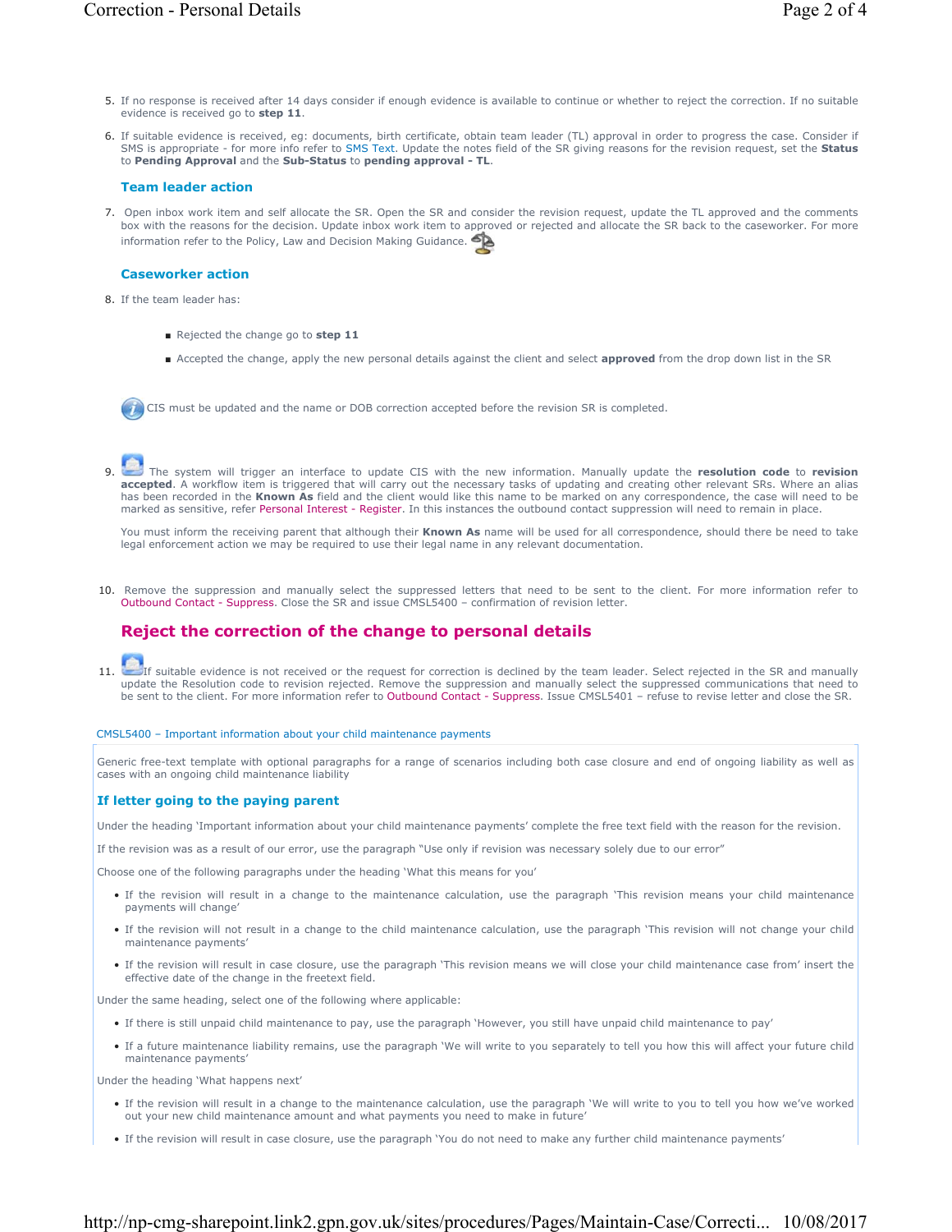5. If no response is received after 14 days consider if enough evidence is available to continue or whether to reject the correction. If no suitable evidence is received go to **step 11**.

6. If suitable evidence is received, eg: documents, birth certificate, obtain team leader (TL) approval in order to progress the case. Consider if SMS is appropriate - for more info refer to SMS Text. Update the notes field of the SR giving reasons for the revision request, set the **Status** to **Pending Approval** and the **Sub-Status** to **pending approval - TL**.

### Team leader action

7. Open inbox work item and self allocate the SR. Open the SR and consider the revision request, update the TL approved and the comments box with the reasons for the decision. Update inbox work item to approved or rejected and allocate the SR back to the caseworker. For more information refer to the Policy, Law and Decision Making Guidance.

### Caseworker action

8. If the team leader has:

   - Rejected the change go to **step 11**
   - Accepted the change, apply the new personal details against the client and select **approved** from the drop down list in the SR

   CIS must be updated and the name or DOB correction accepted before the revision SR is completed.

9. The system will trigger an interface to update CIS with the new information. Manually update the **resolution code** to **revision accepted**. A workflow item is triggered that will carry out the necessary tasks of updating and creating other relevant SRs. Where an alias has been recorded in the **Known As** field and the client would like this name to be marked on any correspondence, the case will need to be marked as sensitive, refer Personal Interest - Register. In this instances the outbound contact suppression will need to remain in place.

   You must inform the receiving parent that although their **Known As** name will be used for all correspondence, should there be need to take legal enforcement action we may be required to use their legal name in any relevant documentation.

10. Remove the suppression and manually select the suppressed letters that need to be sent to the client. For more information refer to Outbound Contact - Suppress. Close the SR and issue CMSL5400 – confirmation of revision letter.

## Reject the correction of the change to personal details

11. If suitable evidence is not received or the request for correction is declined by the team leader. Select rejected in the SR and manually update the Resolution code to revision rejected. Remove the suppression and manually select the suppressed communications that need to be sent to the client. For more information refer to Outbound Contact - Suppress. Issue CMSL5401 – refuse to revise letter and close the SR.

CMSL5400 – Important information about your child maintenance payments

Generic free-text template with optional paragraphs for a range of scenarios including both case closure and end of ongoing liability as well as cases with an ongoing child maintenance liability

### If letter going to the paying parent

Under the heading 'Important information about your child maintenance payments' complete the free text field with the reason for the revision.

If the revision was as a result of our error, use the paragraph "Use only if revision was necessary solely due to our error"

Choose one of the following paragraphs under the heading 'What this means for you'

- If the revision will result in a change to the maintenance calculation, use the paragraph 'This revision means your child maintenance payments will change'
- If the revision will not result in a change to the child maintenance calculation, use the paragraph 'This revision will not change your child maintenance payments'
- If the revision will result in case closure, use the paragraph 'This revision means we will close your child maintenance case from' insert the effective date of the change in the freetext field.

Under the same heading, select one of the following where applicable:

- If there is still unpaid child maintenance to pay, use the paragraph 'However, you still have unpaid child maintenance to pay'
- If a future maintenance liability remains, use the paragraph 'We will write to you separately to tell you how this will affect your future child maintenance payments'

Under the heading 'What happens next'

- If the revision will result in a change to the maintenance calculation, use the paragraph 'We will write to you to tell you how we've worked out your new child maintenance amount and what payments you need to make in future'
- If the revision will result in case closure, use the paragraph 'You do not need to make any further child maintenance payments'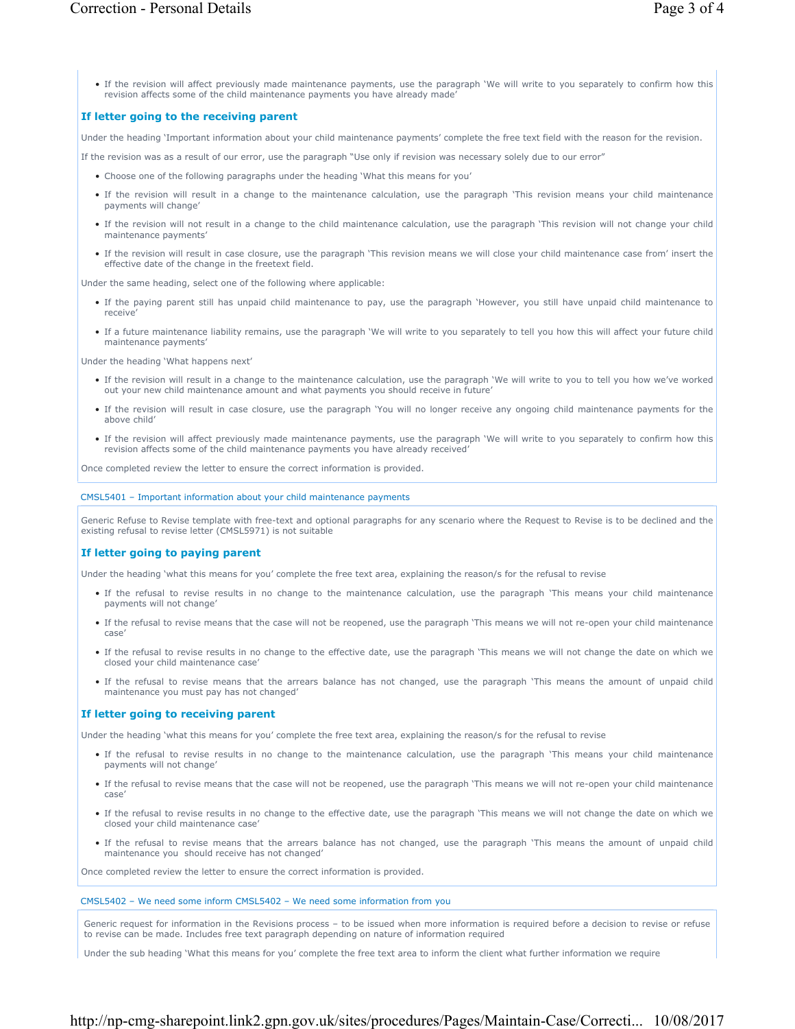- If the revision will affect previously made maintenance payments, use the paragraph 'We will write to you separately to confirm how this revision affects some of the child maintenance payments you have already made'

### If letter going to the receiving parent

Under the heading 'Important information about your child maintenance payments' complete the free text field with the reason for the revision.

If the revision was as a result of our error, use the paragraph "Use only if revision was necessary solely due to our error"

- Choose one of the following paragraphs under the heading 'What this means for you'
- If the revision will result in a change to the maintenance calculation, use the paragraph 'This revision means your child maintenance payments will change'
- If the revision will not result in a change to the child maintenance calculation, use the paragraph 'This revision will not change your child maintenance payments'
- If the revision will result in case closure, use the paragraph 'This revision means we will close your child maintenance case from' insert the effective date of the change in the freetext field.

Under the same heading, select one of the following where applicable:

- If the paying parent still has unpaid child maintenance to pay, use the paragraph 'However, you still have unpaid child maintenance to receive'
- If a future maintenance liability remains, use the paragraph 'We will write to you separately to tell you how this will affect your future child maintenance payments'

Under the heading 'What happens next'

- If the revision will result in a change to the maintenance calculation, use the paragraph 'We will write to you to tell you how we've worked out your new child maintenance amount and what payments you should receive in future'
- If the revision will result in case closure, use the paragraph 'You will no longer receive any ongoing child maintenance payments for the above child'
- If the revision will affect previously made maintenance payments, use the paragraph 'We will write to you separately to confirm how this revision affects some of the child maintenance payments you have already received'

Once completed review the letter to ensure the correct information is provided.

## CMSL5401 – Important information about your child maintenance payments

Generic Refuse to Revise template with free-text and optional paragraphs for any scenario where the Request to Revise is to be declined and the existing refusal to revise letter (CMSL5971) is not suitable

### If letter going to paying parent

Under the heading 'what this means for you' complete the free text area, explaining the reason/s for the refusal to revise

- If the refusal to revise results in no change to the maintenance calculation, use the paragraph 'This means your child maintenance payments will not change'
- If the refusal to revise means that the case will not be reopened, use the paragraph 'This means we will not re-open your child maintenance case'
- If the refusal to revise results in no change to the effective date, use the paragraph 'This means we will not change the date on which we closed your child maintenance case'
- If the refusal to revise means that the arrears balance has not changed, use the paragraph 'This means the amount of unpaid child maintenance you must pay has not changed'

### If letter going to receiving parent

Under the heading 'what this means for you' complete the free text area, explaining the reason/s for the refusal to revise

- If the refusal to revise results in no change to the maintenance calculation, use the paragraph 'This means your child maintenance payments will not change'
- If the refusal to revise means that the case will not be reopened, use the paragraph 'This means we will not re-open your child maintenance case'
- If the refusal to revise results in no change to the effective date, use the paragraph 'This means we will not change the date on which we closed your child maintenance case'
- If the refusal to revise means that the arrears balance has not changed, use the paragraph 'This means the amount of unpaid child maintenance you should receive has not changed'

Once completed review the letter to ensure the correct information is provided.

## CMSL5402 – We need some inform CMSL5402 – We need some information from you

Generic request for information in the Revisions process – to be issued when more information is required before a decision to revise or refuse to revise can be made. Includes free text paragraph depending on nature of information required

Under the sub heading 'What this means for you' complete the free text area to inform the client what further information we require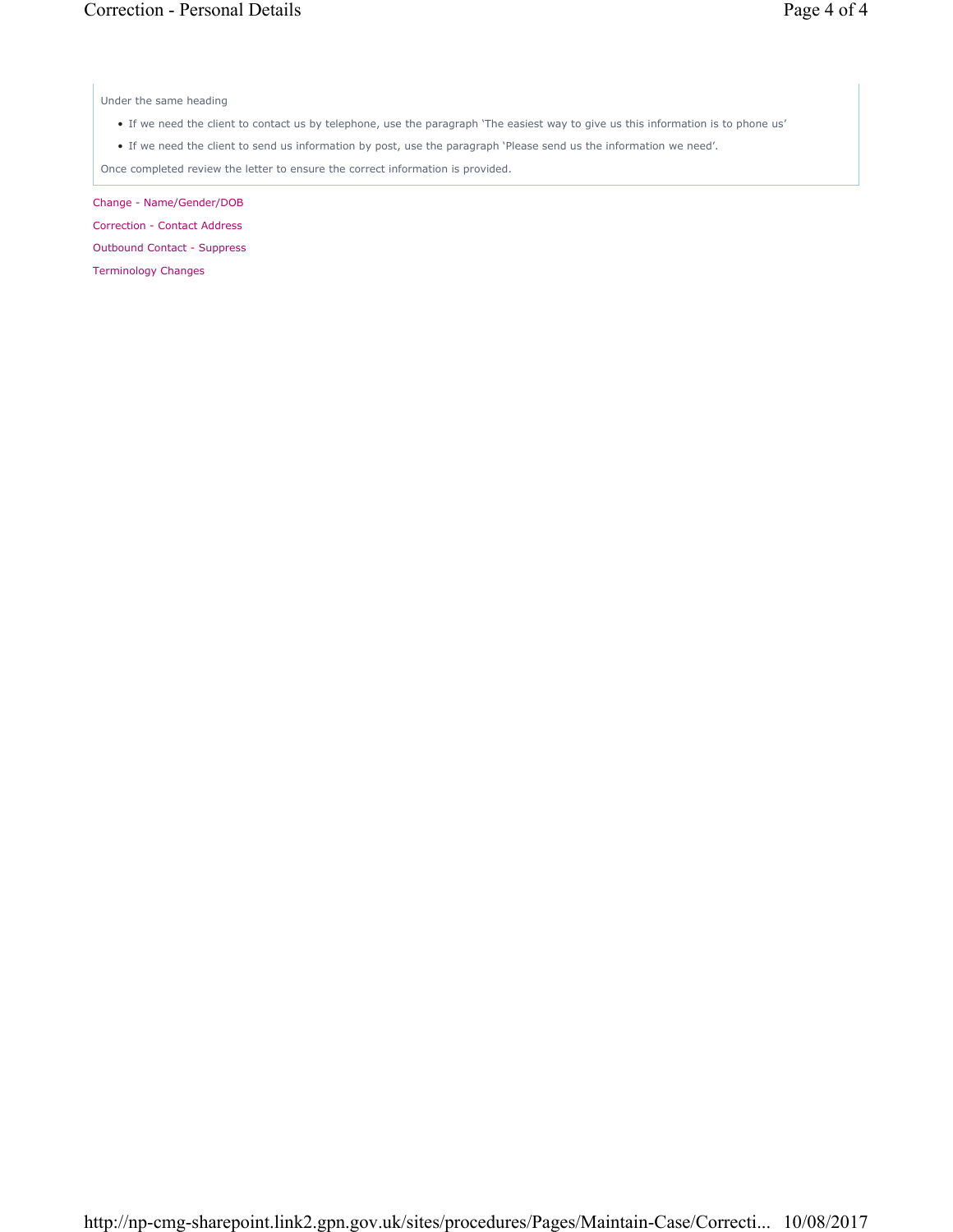Under the same heading

- If we need the client to contact us by telephone, use the paragraph 'The easiest way to give us this information is to phone us'
- If we need the client to send us information by post, use the paragraph 'Please send us the information we need'.

Once completed review the letter to ensure the correct information is provided.

Change - Name/Gender/DOB

Correction - Contact Address

Outbound Contact - Suppress

Terminology Changes